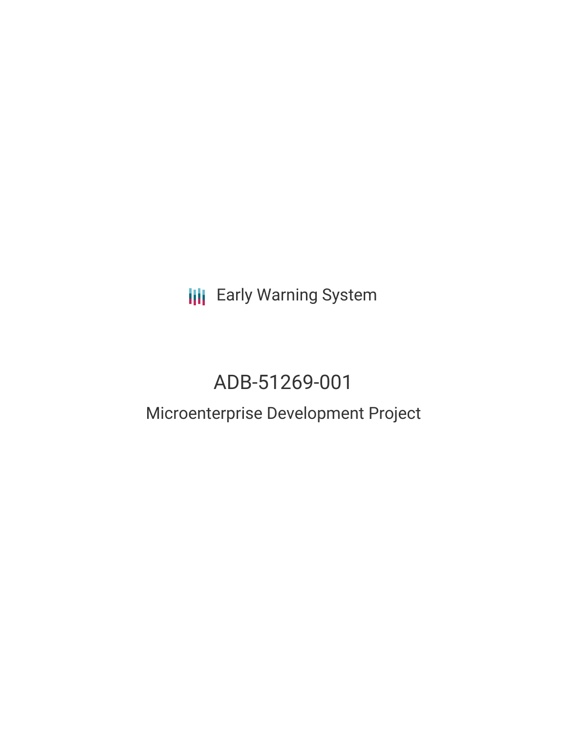Early Warning System

# ADB-51269-001

## Microenterprise Development Project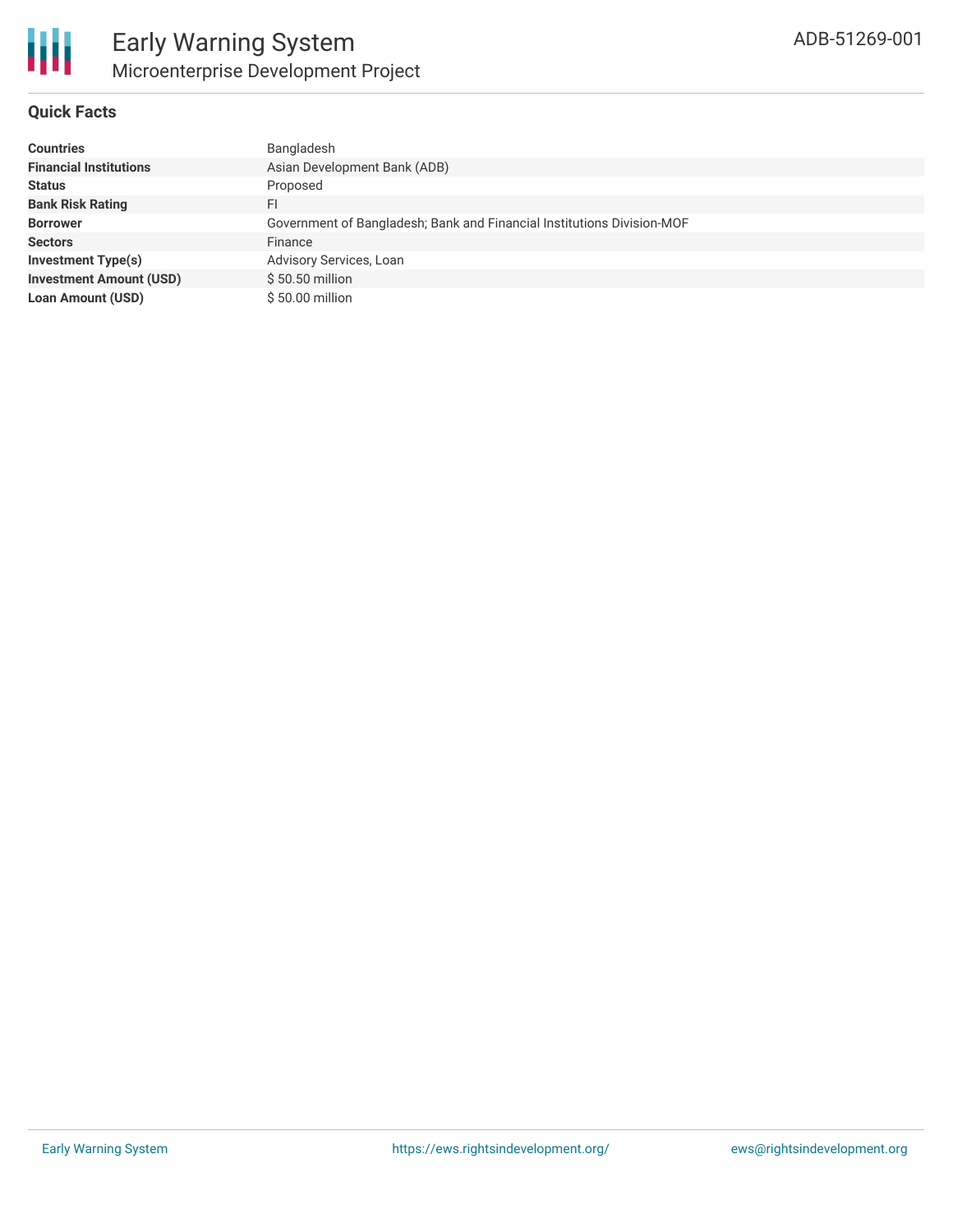# Early Warning System

## Microenterprise Development Project

ADB-51269-001

### Quick Facts

| | |
|---|---|
| **Countries** | Bangladesh |
| **Financial Institutions** | Asian Development Bank (ADB) |
| **Status** | Proposed |
| **Bank Risk Rating** | FI |
| **Borrower** | Government of Bangladesh; Bank and Financial Institutions Division-MOF |
| **Sectors** | Finance |
| **Investment Type(s)** | Advisory Services, Loan |
| **Investment Amount (USD)** | $ 50.50 million |
| **Loan Amount (USD)** | $ 50.00 million |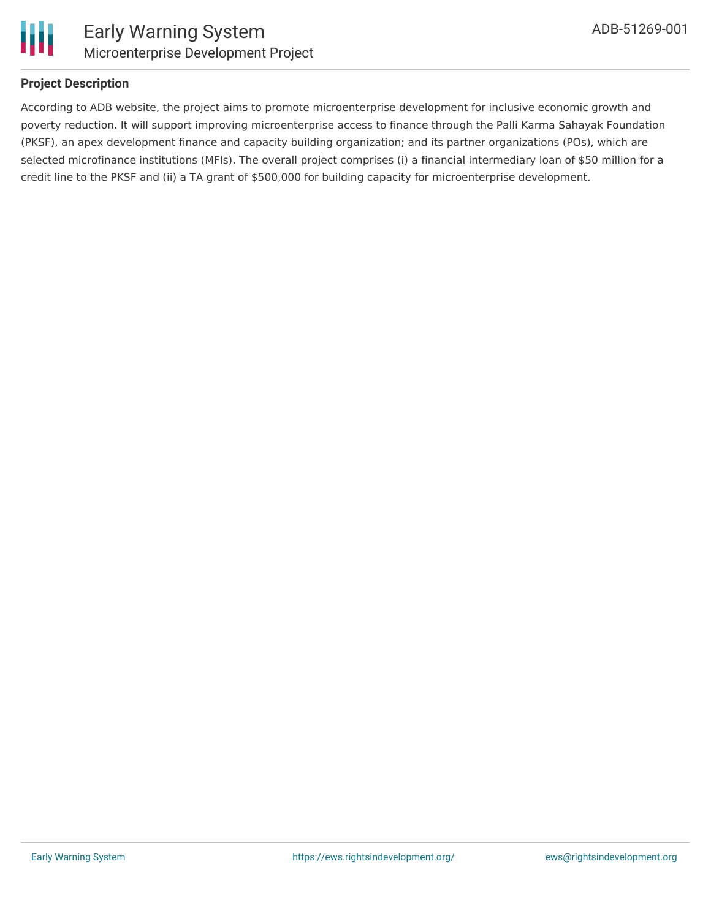## Project Description

According to ADB website, the project aims to promote microenterprise development for inclusive economic growth and poverty reduction. It will support improving microenterprise access to finance through the Palli Karma Sahayak Foundation (PKSF), an apex development finance and capacity building organization; and its partner organizations (POs), which are selected microfinance institutions (MFIs). The overall project comprises (i) a financial intermediary loan of $50 million for a credit line to the PKSF and (ii) a TA grant of $500,000 for building capacity for microenterprise development.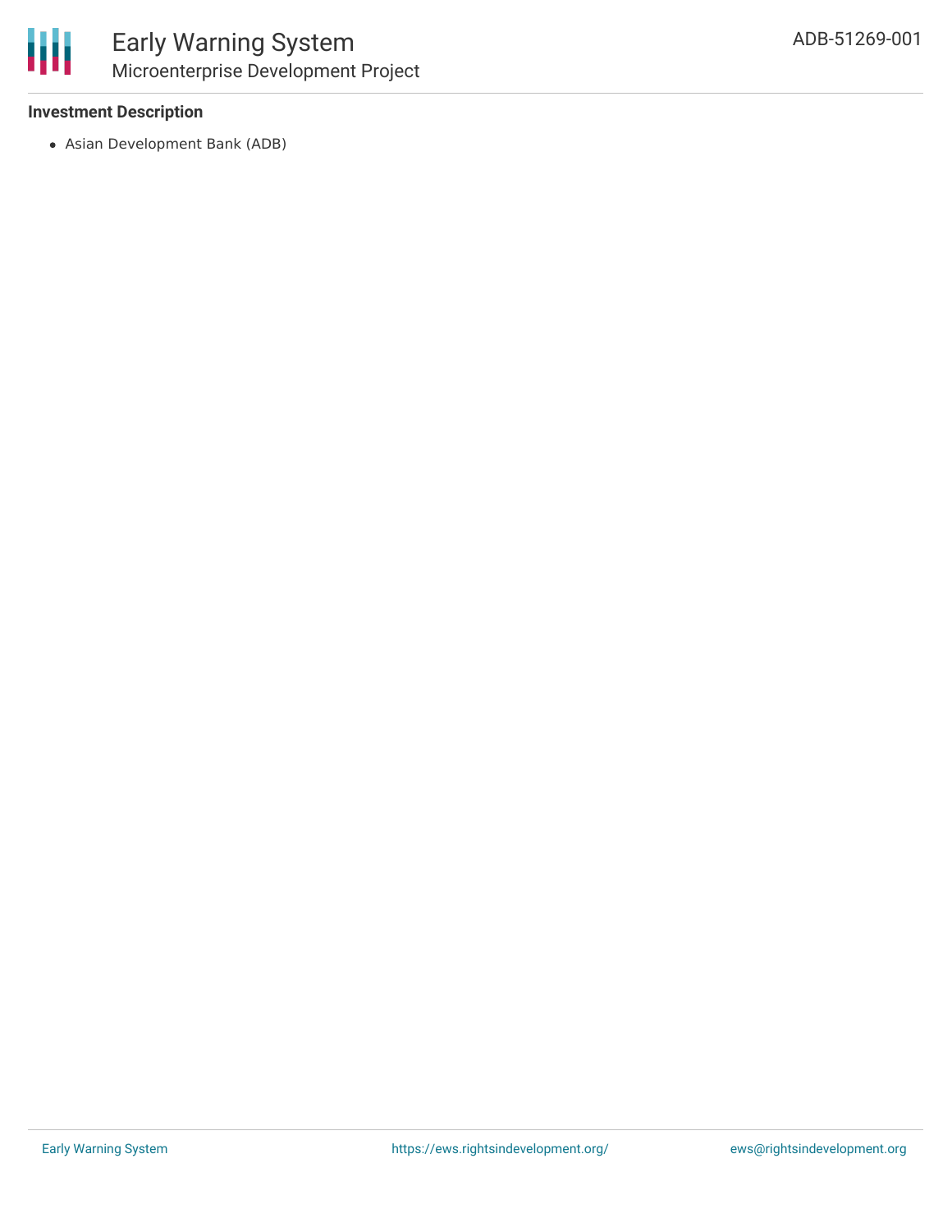**Investment Description**

- Asian Development Bank (ADB)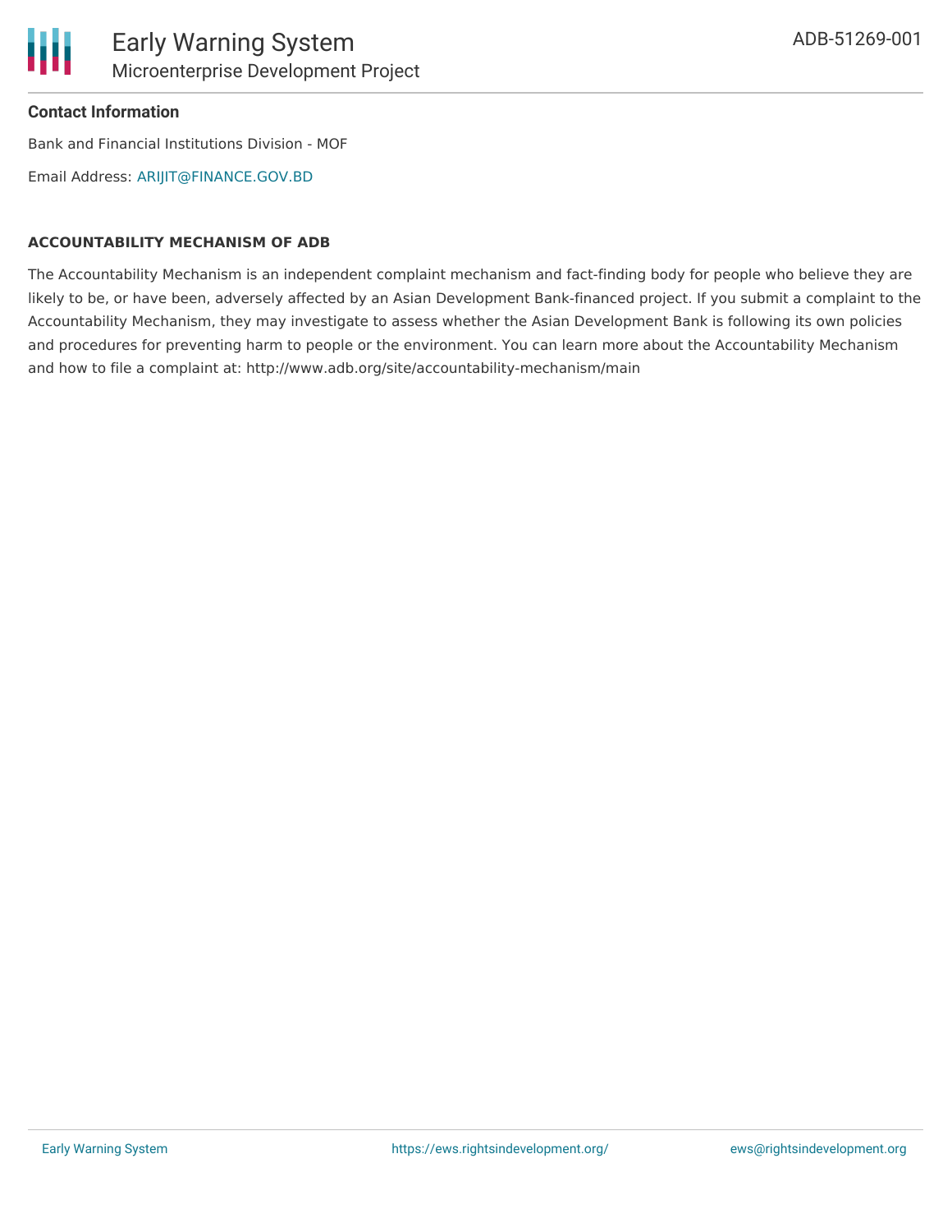**Contact Information**

Bank and Financial Institutions Division - MOF

Email Address: ARIJIT@FINANCE.GOV.BD

**ACCOUNTABILITY MECHANISM OF ADB**

The Accountability Mechanism is an independent complaint mechanism and fact-finding body for people who believe they are likely to be, or have been, adversely affected by an Asian Development Bank-financed project. If you submit a complaint to the Accountability Mechanism, they may investigate to assess whether the Asian Development Bank is following its own policies and procedures for preventing harm to people or the environment. You can learn more about the Accountability Mechanism and how to file a complaint at: http://www.adb.org/site/accountability-mechanism/main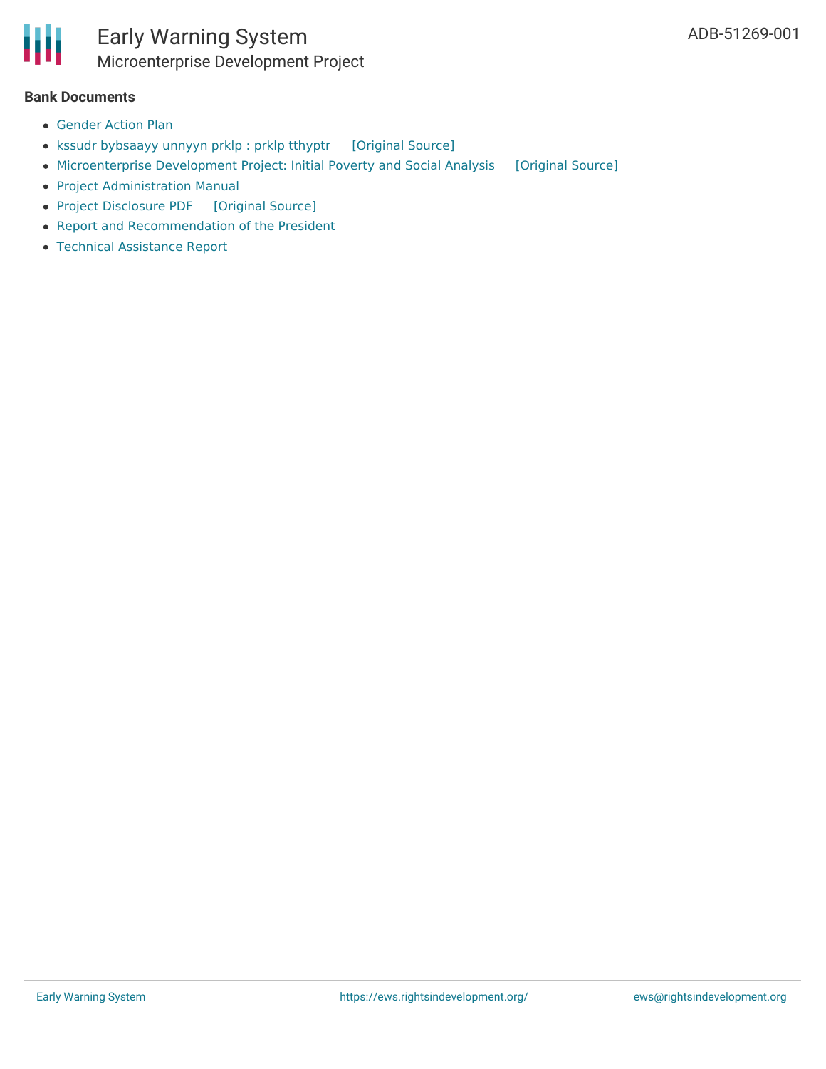**Bank Documents**

- Gender Action Plan
- kssudr bybsaayy unnyyn prklp : prklp tthyptr [Original Source]
- Microenterprise Development Project: Initial Poverty and Social Analysis [Original Source]
- Project Administration Manual
- Project Disclosure PDF [Original Source]
- Report and Recommendation of the President
- Technical Assistance Report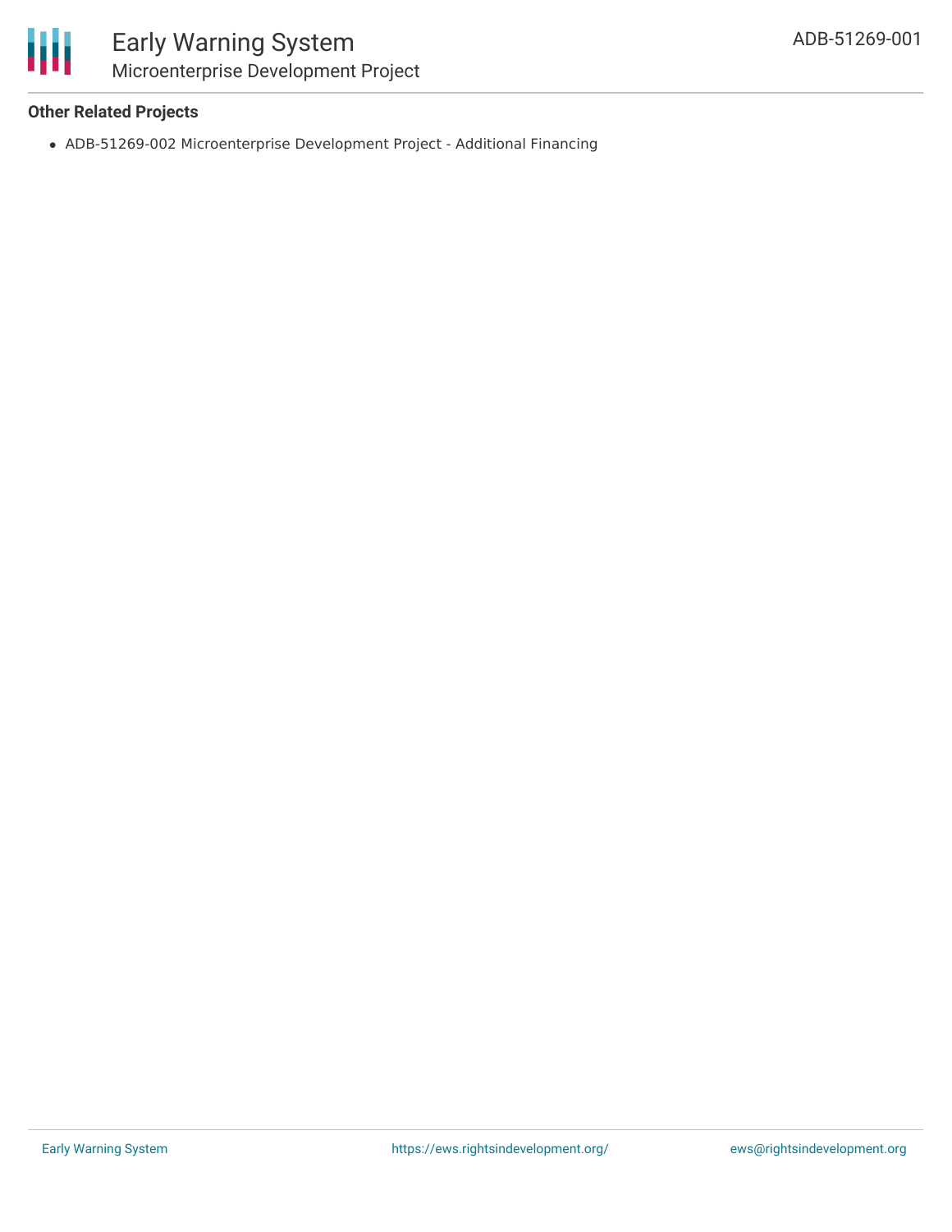**Other Related Projects**

- ADB-51269-002 Microenterprise Development Project - Additional Financing